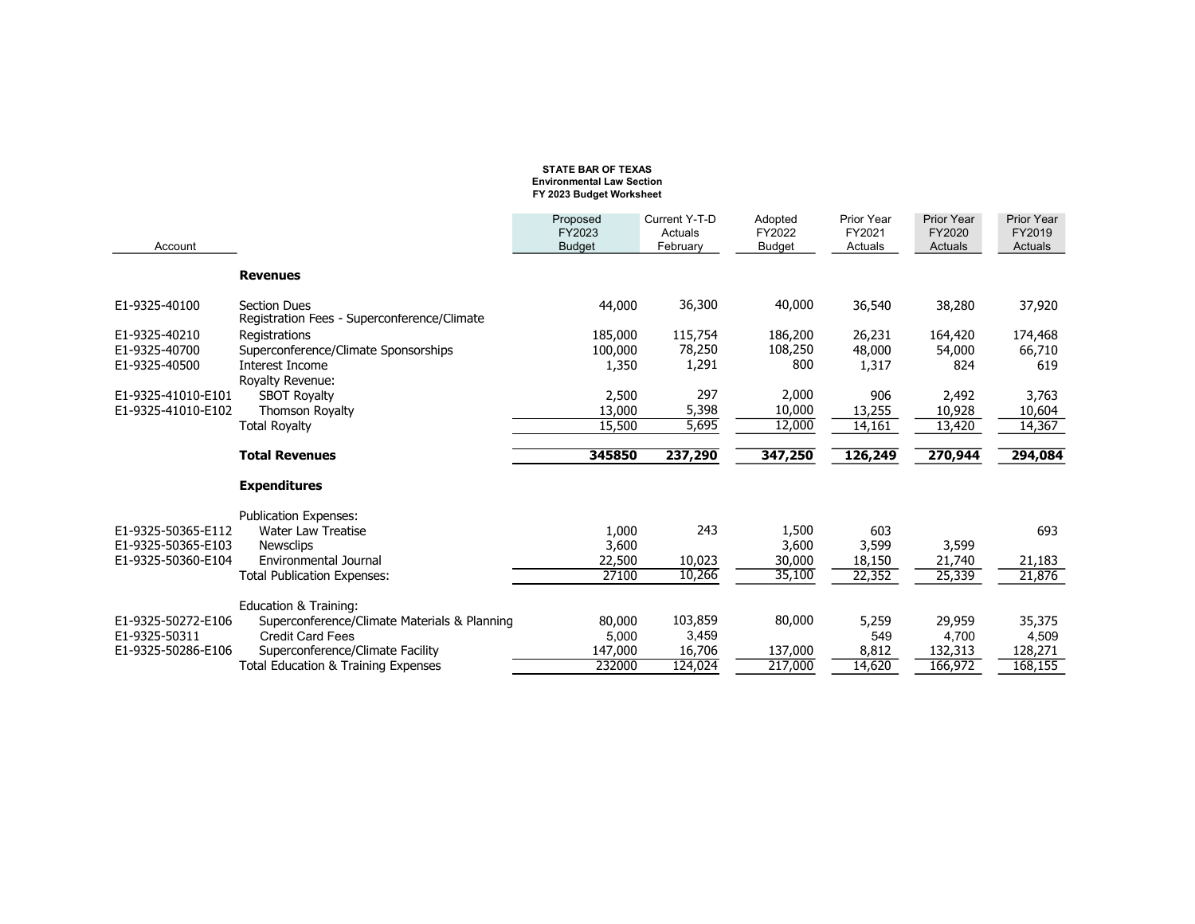**STATE BAR OF TEXAS**
**Environmental Law Section**
**FY 2023 Budget Worksheet**

| Account | | Proposed FY2023 Budget | Current Y-T-D Actuals February | Adopted FY2022 Budget | Prior Year FY2021 Actuals | Prior Year FY2020 Actuals | Prior Year FY2019 Actuals |
|---|---|---|---|---|---|---|---|
| | **Revenues** | | | | | | |
| E1-9325-40100 | Section Dues | 44,000 | 36,300 | 40,000 | 36,540 | 38,280 | 37,920 |
| | Registration Fees - Superconference/Climate | | | | | | |
| E1-9325-40210 | Registrations | 185,000 | 115,754 | 186,200 | 26,231 | 164,420 | 174,468 |
| E1-9325-40700 | Superconference/Climate Sponsorships | 100,000 | 78,250 | 108,250 | 48,000 | 54,000 | 66,710 |
| E1-9325-40500 | Interest Income | 1,350 | 1,291 | 800 | 1,317 | 824 | 619 |
| | Royalty Revenue: | | | | | | |
| E1-9325-41010-E101 | SBOT Royalty | 2,500 | 297 | 2,000 | 906 | 2,492 | 3,763 |
| E1-9325-41010-E102 | Thomson Royalty | 13,000 | 5,398 | 10,000 | 13,255 | 10,928 | 10,604 |
| | Total Royalty | 15,500 | 5,695 | 12,000 | 14,161 | 13,420 | 14,367 |
| | **Total Revenues** | **345850** | **237,290** | **347,250** | **126,249** | **270,944** | **294,084** |
| | **Expenditures** | | | | | | |
| | Publication Expenses: | | | | | | |
| E1-9325-50365-E112 | Water Law Treatise | 1,000 | 243 | 1,500 | 603 | | 693 |
| E1-9325-50365-E103 | Newsclips | 3,600 | | 3,600 | 3,599 | 3,599 | |
| E1-9325-50360-E104 | Environmental Journal | 22,500 | 10,023 | 30,000 | 18,150 | 21,740 | 21,183 |
| | Total Publication Expenses: | 27100 | 10,266 | 35,100 | 22,352 | 25,339 | 21,876 |
| | Education & Training: | | | | | | |
| E1-9325-50272-E106 | Superconference/Climate Materials & Planning | 80,000 | 103,859 | 80,000 | 5,259 | 29,959 | 35,375 |
| E1-9325-50311 | Credit Card Fees | 5,000 | 3,459 | | 549 | 4,700 | 4,509 |
| E1-9325-50286-E106 | Superconference/Climate Facility | 147,000 | 16,706 | 137,000 | 8,812 | 132,313 | 128,271 |
| | Total Education & Training Expenses | 232000 | 124,024 | 217,000 | 14,620 | 166,972 | 168,155 |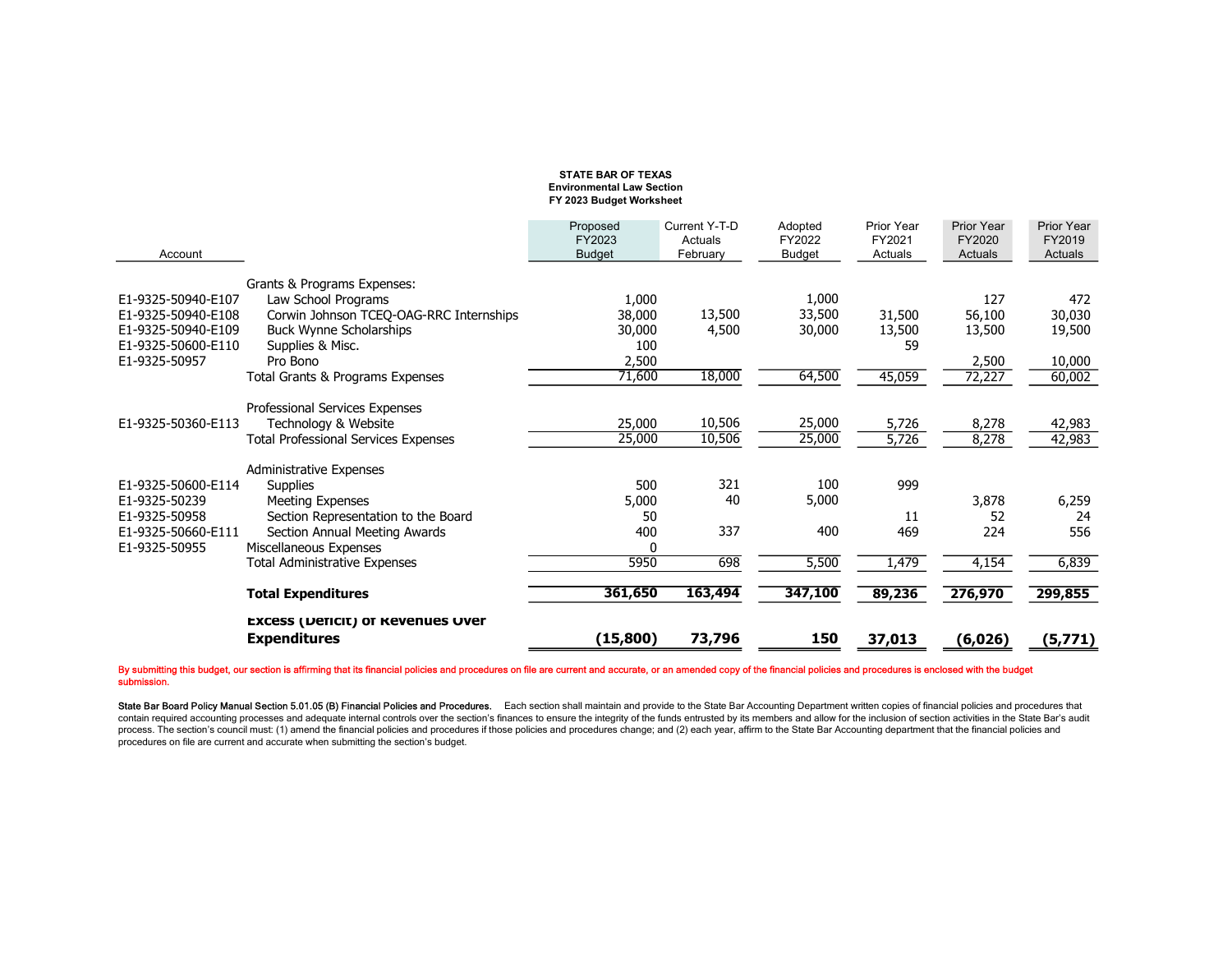**STATE BAR OF TEXAS**
**Environmental Law Section**
**FY 2023 Budget Worksheet**

| Account | | Proposed FY2023 Budget | Current Y-T-D Actuals February | Adopted FY2022 Budget | Prior Year FY2021 Actuals | Prior Year FY2020 Actuals | Prior Year FY2019 Actuals |
|---|---|---|---|---|---|---|---|
| | Grants & Programs Expenses: | | | | | | |
| E1-9325-50940-E107 | Law School Programs | 1,000 | | 1,000 | | 127 | 472 |
| E1-9325-50940-E108 | Corwin Johnson TCEQ-OAG-RRC Internships | 38,000 | 13,500 | 33,500 | 31,500 | 56,100 | 30,030 |
| E1-9325-50940-E109 | Buck Wynne Scholarships | 30,000 | 4,500 | 30,000 | 13,500 | 13,500 | 19,500 |
| E1-9325-50600-E110 | Supplies & Misc. | 100 | | | 59 | | |
| E1-9325-50957 | Pro Bono | 2,500 | | | | 2,500 | 10,000 |
| | Total Grants & Programs Expenses | 71,600 | 18,000 | 64,500 | 45,059 | 72,227 | 60,002 |
| | Professional Services Expenses | | | | | | |
| E1-9325-50360-E113 | Technology & Website | 25,000 | 10,506 | 25,000 | 5,726 | 8,278 | 42,983 |
| | Total Professional Services Expenses | 25,000 | 10,506 | 25,000 | 5,726 | 8,278 | 42,983 |
| | Administrative Expenses | | | | | | |
| E1-9325-50600-E114 | Supplies | 500 | 321 | 100 | 999 | | |
| E1-9325-50239 | Meeting Expenses | 5,000 | 40 | 5,000 | | 3,878 | 6,259 |
| E1-9325-50958 | Section Representation to the Board | 50 | | | 11 | 52 | 24 |
| E1-9325-50660-E111 | Section Annual Meeting Awards | 400 | 337 | 400 | 469 | 224 | 556 |
| E1-9325-50955 | Miscellaneous Expenses | 0 | | | | | |
| | Total Administrative Expenses | 5950 | 698 | 5,500 | 1,479 | 4,154 | 6,839 |
| | **Total Expenditures** | **361,650** | **163,494** | **347,100** | **89,236** | **276,970** | **299,855** |
| | **Excess (Deficit) of Revenues Over Expenditures** | **(15,800)** | **73,796** | **150** | **37,013** | **(6,026)** | **(5,771)** |

By submitting this budget, our section is affirming that its financial policies and procedures on file are current and accurate, or an amended copy of the financial policies and procedures is enclosed with the budget submission.

**State Bar Board Policy Manual Section 5.01.05 (B) Financial Policies and Procedures.** Each section shall maintain and provide to the State Bar Accounting Department written copies of financial policies and procedures that contain required accounting processes and adequate internal controls over the section's finances to ensure the integrity of the funds entrusted by its members and allow for the inclusion of section activities in the State Bar's audit process. The section's council must: (1) amend the financial policies and procedures if those policies and procedures change; and (2) each year, affirm to the State Bar Accounting department that the financial policies and procedures on file are current and accurate when submitting the section's budget.